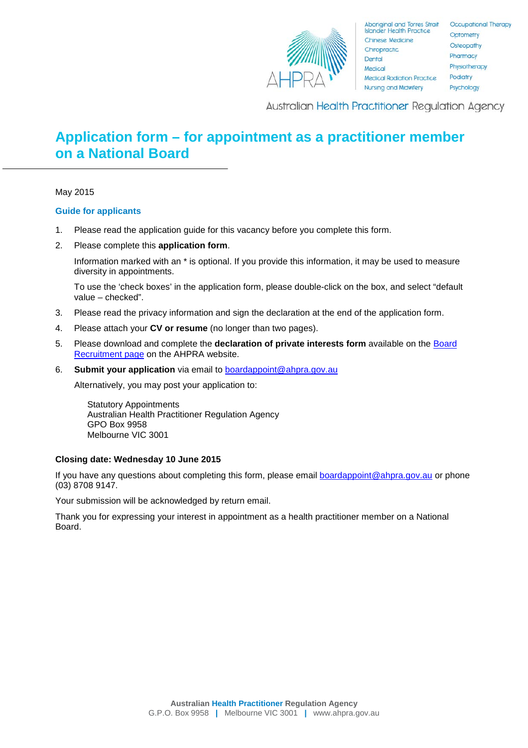# Application form – for appointment as a practitioner member on a National Board

May 2015

## Guide for applicants

1. Please read the application guide for this vacancy before you complete this form.
2. Please complete this **application form**.

   Information marked with an * is optional. If you provide this information, it may be used to measure diversity in appointments.

   To use the 'check boxes' in the application form, please double-click on the box, and select "default value – checked".

3. Please read the privacy information and sign the declaration at the end of the application form.
4. Please attach your **CV or resume** (no longer than two pages).
5. Please download and complete the **declaration of private interests form** available on the [Board Recruitment page]() on the AHPRA website.
6. **Submit your application** via email to [boardappoint@ahpra.gov.au](mailto:boardappoint@ahpra.gov.au)

   Alternatively, you may post your application to:

   Statutory Appointments
   Australian Health Practitioner Regulation Agency
   GPO Box 9958
   Melbourne VIC 3001

**Closing date: Wednesday 10 June 2015**

If you have any questions about completing this form, please email [boardappoint@ahpra.gov.au](mailto:boardappoint@ahpra.gov.au) or phone (03) 8708 9147.

Your submission will be acknowledged by return email.

Thank you for expressing your interest in appointment as a health practitioner member on a National Board.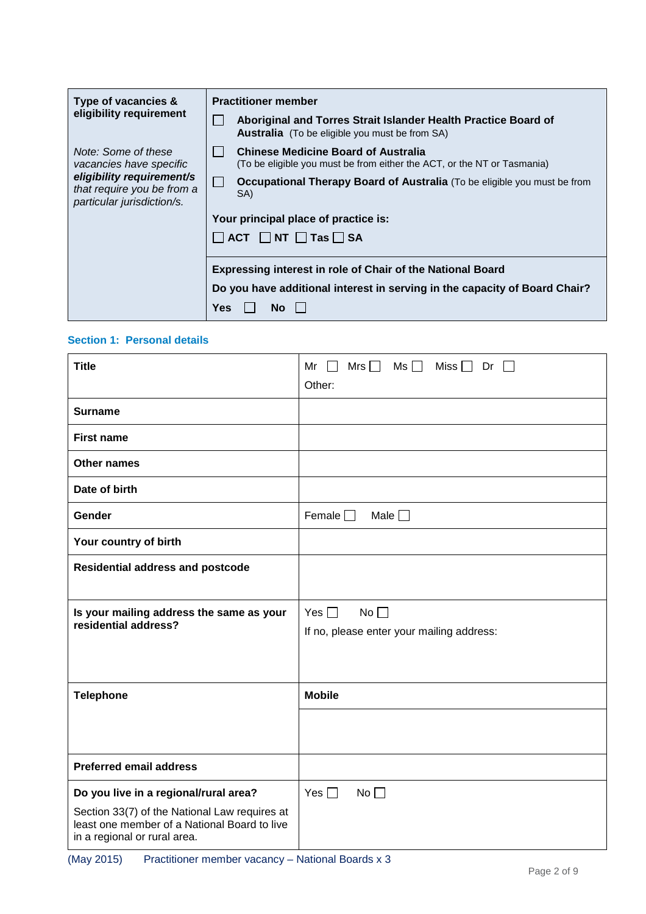| Type of vacancies & eligibility requirement | Practitioner member |
| --- | --- |
| *Note: Some of these vacancies have specific* ***eligibility requirement/s*** *that require you be from a particular jurisdiction/s.* | ☐ **Aboriginal and Torres Strait Islander Health Practice Board of Australia** (To be eligible you must be from SA)<br>☐ **Chinese Medicine Board of Australia** (To be eligible you must be from either the ACT, or the NT or Tasmania)<br>☐ **Occupational Therapy Board of Australia** (To be eligible you must be from SA)<br>**Your principal place of practice is:**<br>☐ **ACT** ☐ **NT** ☐ **Tas** ☐ **SA** |
| | **Expressing interest in role of Chair of the National Board**<br>**Do you have additional interest in serving in the capacity of Board Chair?**<br>**Yes** ☐ **No** ☐ |

## Section 1: Personal details

| | |
| --- | --- |
| **Title** | Mr ☐ Mrs ☐ Ms ☐ Miss ☐ Dr ☐<br>Other: |
| **Surname** | |
| **First name** | |
| **Other names** | |
| **Date of birth** | |
| **Gender** | Female ☐ Male ☐ |
| **Your country of birth** | |
| **Residential address and postcode** | |
| **Is your mailing address the same as your residential address?** | Yes ☐ No ☐<br>If no, please enter your mailing address: |
| **Telephone** | **Mobile** |
| | |
| **Preferred email address** | |
| **Do you live in a regional/rural area?**<br>Section 33(7) of the National Law requires at least one member of a National Board to live in a regional or rural area. | Yes ☐ No ☐ |

(May 2015) Practitioner member vacancy – National Boards x 3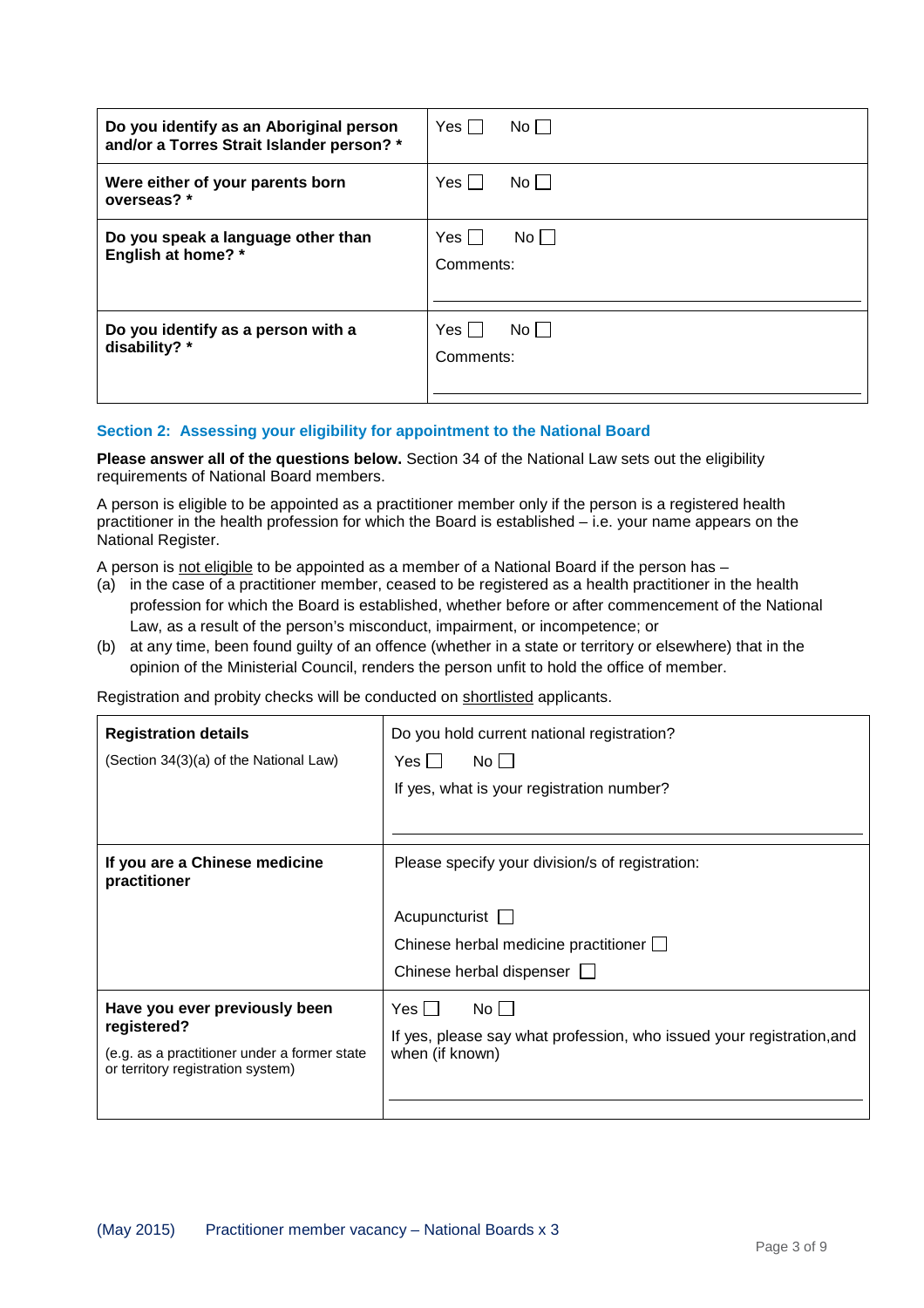| Do you identify as an Aboriginal person and/or a Torres Strait Islander person? * | Yes ☐ No ☐ |
|---|---|
| **Were either of your parents born overseas? *** | Yes ☐ No ☐ |
| **Do you speak a language other than English at home? *** | Yes ☐ No ☐<br>Comments: |
| **Do you identify as a person with a disability? *** | Yes ☐ No ☐<br>Comments: |

## Section 2: Assessing your eligibility for appointment to the National Board

**Please answer all of the questions below.** Section 34 of the National Law sets out the eligibility requirements of National Board members.

A person is eligible to be appointed as a practitioner member only if the person is a registered health practitioner in the health profession for which the Board is established – i.e. your name appears on the National Register.

A person is not eligible to be appointed as a member of a National Board if the person has –

(a) in the case of a practitioner member, ceased to be registered as a health practitioner in the health profession for which the Board is established, whether before or after commencement of the National Law, as a result of the person's misconduct, impairment, or incompetence; or

(b) at any time, been found guilty of an offence (whether in a state or territory or elsewhere) that in the opinion of the Ministerial Council, renders the person unfit to hold the office of member.

Registration and probity checks will be conducted on shortlisted applicants.

| **Registration details**<br>(Section 34(3)(a) of the National Law) | Do you hold current national registration?<br>Yes ☐ No ☐<br>If yes, what is your registration number? |
|---|---|
| **If you are a Chinese medicine practitioner** | Please specify your division/s of registration:<br>Acupuncturist ☐<br>Chinese herbal medicine practitioner ☐<br>Chinese herbal dispenser ☐ |
| **Have you ever previously been registered?**<br>(e.g. as a practitioner under a former state or territory registration system) | Yes ☐ No ☐<br>If yes, please say what profession, who issued your registration,and when (if known) |

(May 2015) Practitioner member vacancy – National Boards x 3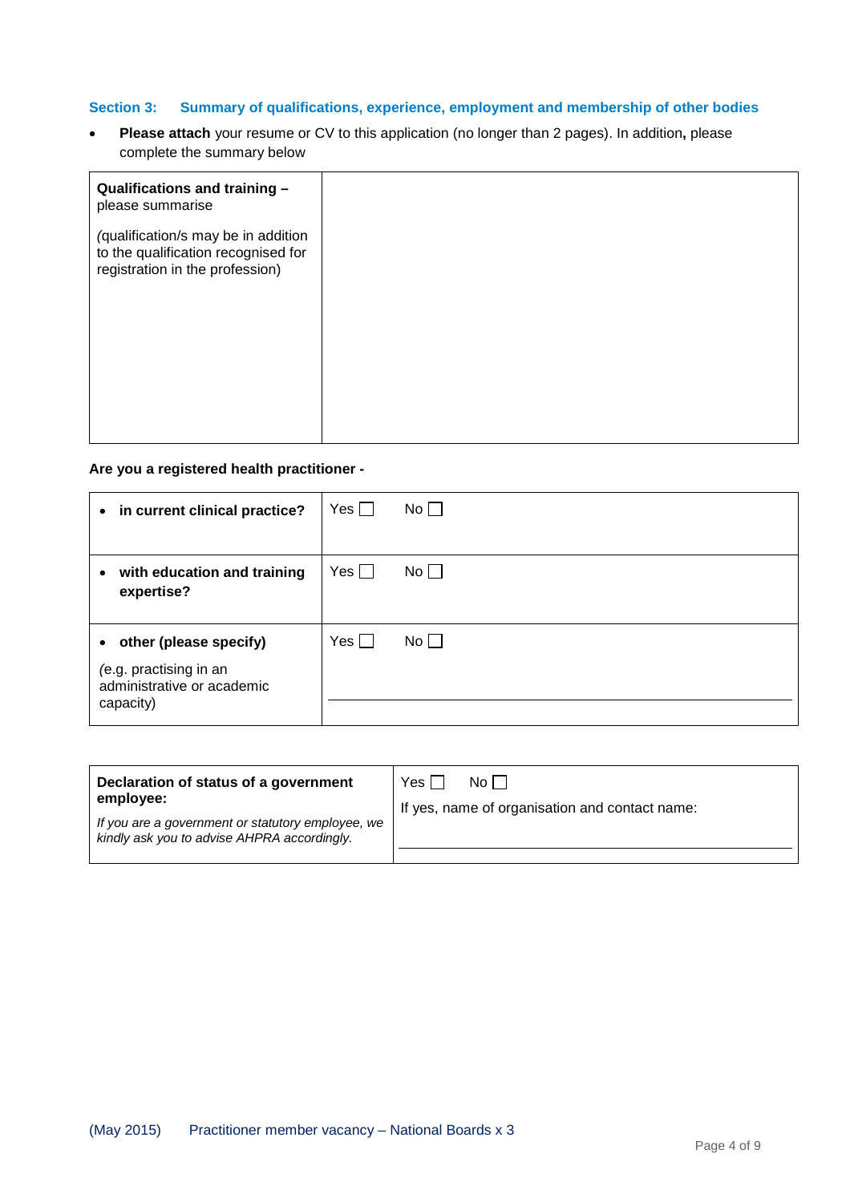### Section 3: Summary of qualifications, experience, employment and membership of other bodies

- **Please attach** your resume or CV to this application (no longer than 2 pages). In addition**,** please complete the summary below

| **Qualifications and training –** please summarise<br><br>*(*qualification/s may be in addition to the qualification recognised for registration in the profession) | |
|---|---|

**Are you a registered health practitioner -**

| | |
|---|---|
| • **in current clinical practice?** | Yes ☐ No ☐ |
| • **with education and training expertise?** | Yes ☐ No ☐ |
| • **other (please specify)**<br><br>*(*e.g. practising in an administrative or academic capacity) | Yes ☐ No ☐<br><br>\_\_\_\_\_\_\_\_\_\_\_\_\_\_\_\_\_\_\_\_ |

| | |
|---|---|
| **Declaration of status of a government employee:**<br><br>*If you are a government or statutory employee, we kindly ask you to advise AHPRA accordingly.* | Yes ☐ No ☐<br><br>If yes, name of organisation and contact name:<br><br>\_\_\_\_\_\_\_\_\_\_\_\_\_\_\_\_\_\_\_\_ |

(May 2015) Practitioner member vacancy – National Boards x 3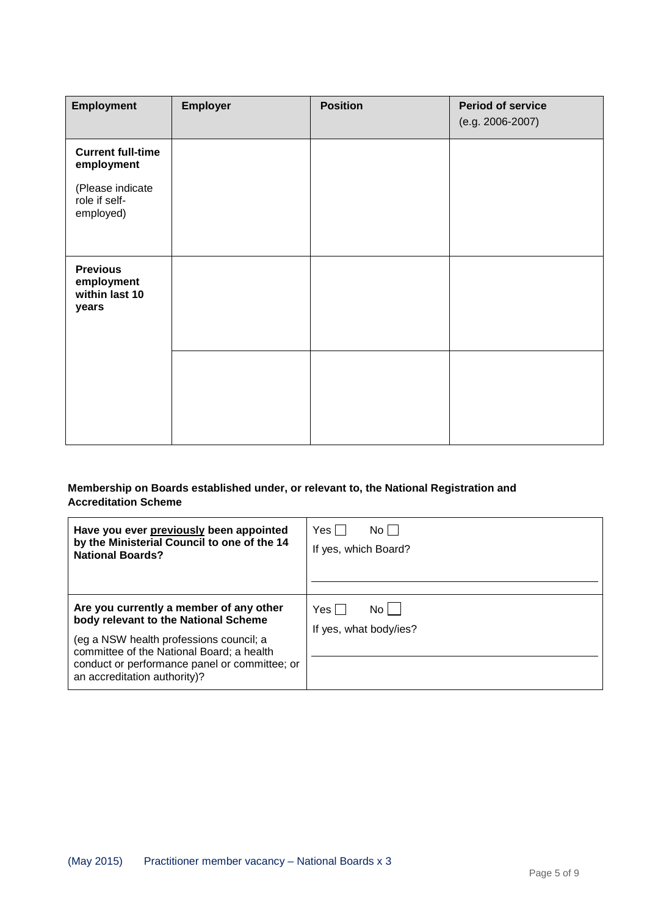| Employment | Employer | Position | Period of service (e.g. 2006-2007) |
|---|---|---|---|
| **Current full-time employment** (Please indicate role if self-employed) | | | |
| **Previous employment within last 10 years** | | | |
| | | | |

**Membership on Boards established under, or relevant to, the National Registration and Accreditation Scheme**

| | |
|---|---|
| **Have you ever previously been appointed by the Ministerial Council to one of the 14 National Boards?** | Yes ☐ No ☐<br>If yes, which Board? |
| **Are you currently a member of any other body relevant to the National Scheme**<br>(eg a NSW health professions council; a committee of the National Board; a health conduct or performance panel or committee; or an accreditation authority)? | Yes ☐ No ☐<br>If yes, what body/ies? |

(May 2015) Practitioner member vacancy – National Boards x 3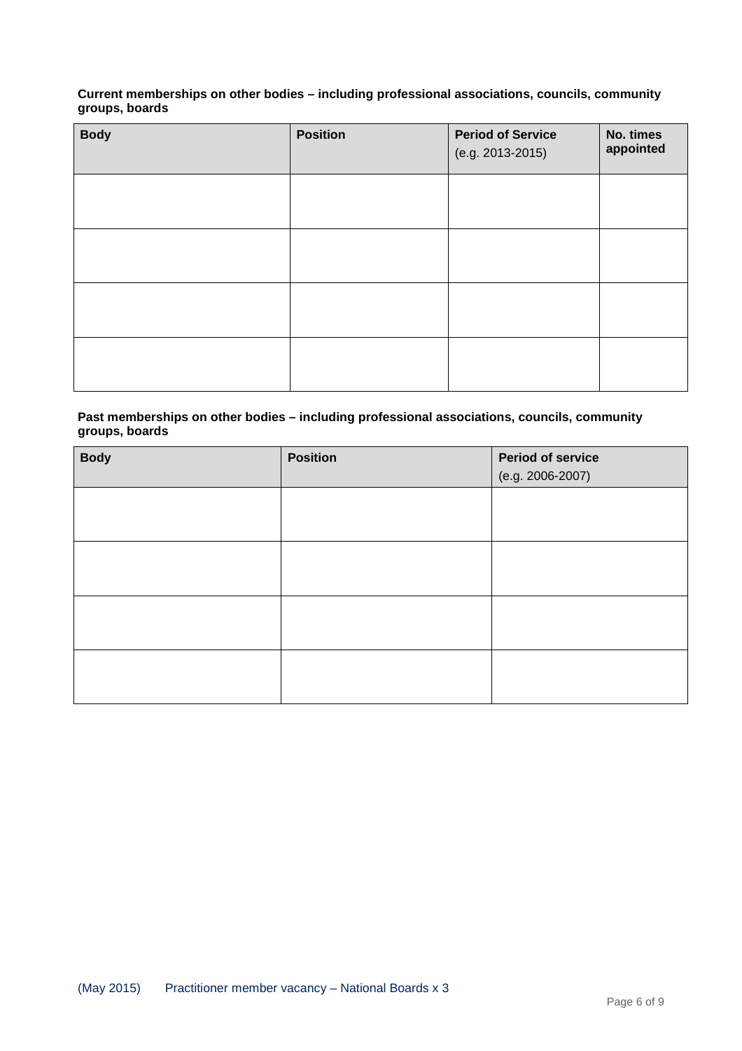**Current memberships on other bodies – including professional associations, councils, community groups, boards**

| Body | Position | Period of Service (e.g. 2013-2015) | No. times appointed |
|---|---|---|---|
| | | | |
| | | | |
| | | | |
| | | | |

**Past memberships on other bodies – including professional associations, councils, community groups, boards**

| Body | Position | Period of service (e.g. 2006-2007) |
|---|---|---|
| | | |
| | | |
| | | |
| | | |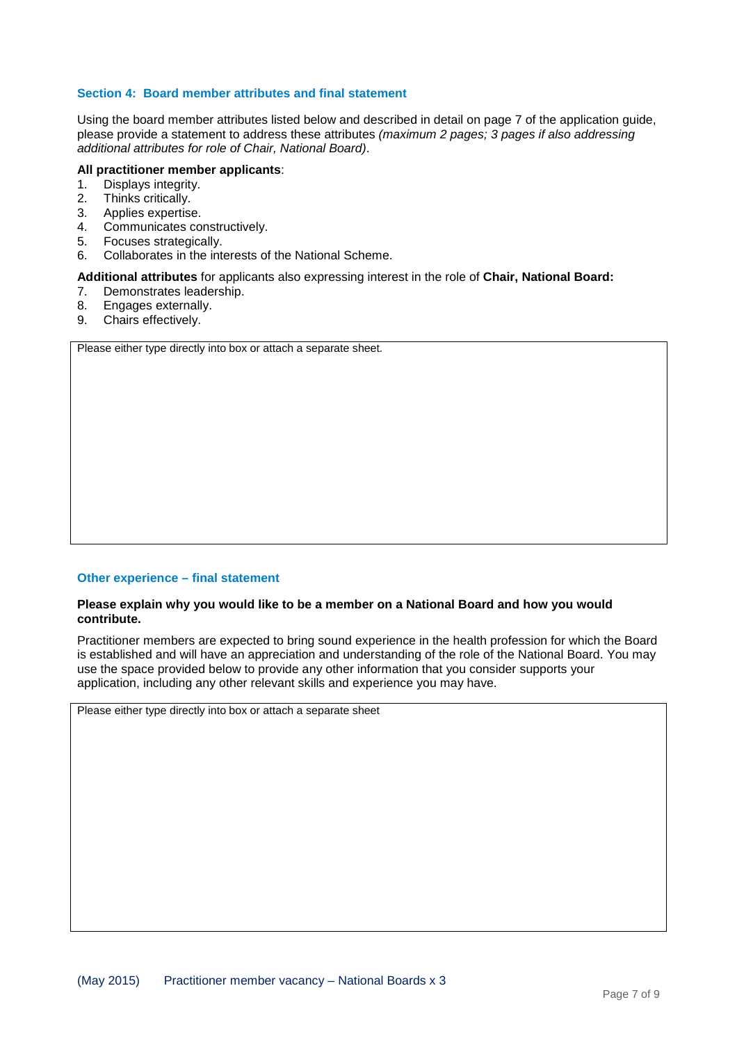## Section 4: Board member attributes and final statement

Using the board member attributes listed below and described in detail on page 7 of the application guide, please provide a statement to address these attributes *(maximum 2 pages; 3 pages if also addressing additional attributes for role of Chair, National Board)*.

**All practitioner member applicants**:

1. Displays integrity.
2. Thinks critically.
3. Applies expertise.
4. Communicates constructively.
5. Focuses strategically.
6. Collaborates in the interests of the National Scheme.

**Additional attributes** for applicants also expressing interest in the role of **Chair, National Board:**

7. Demonstrates leadership.
8. Engages externally.
9. Chairs effectively.

| Please either type directly into box or attach a separate sheet. |
|---|
| |

## Other experience – final statement

**Please explain why you would like to be a member on a National Board and how you would contribute.**

Practitioner members are expected to bring sound experience in the health profession for which the Board is established and will have an appreciation and understanding of the role of the National Board. You may use the space provided below to provide any other information that you consider supports your application, including any other relevant skills and experience you may have.

| Please either type directly into box or attach a separate sheet |
|---|
| |

(May 2015) Practitioner member vacancy – National Boards x 3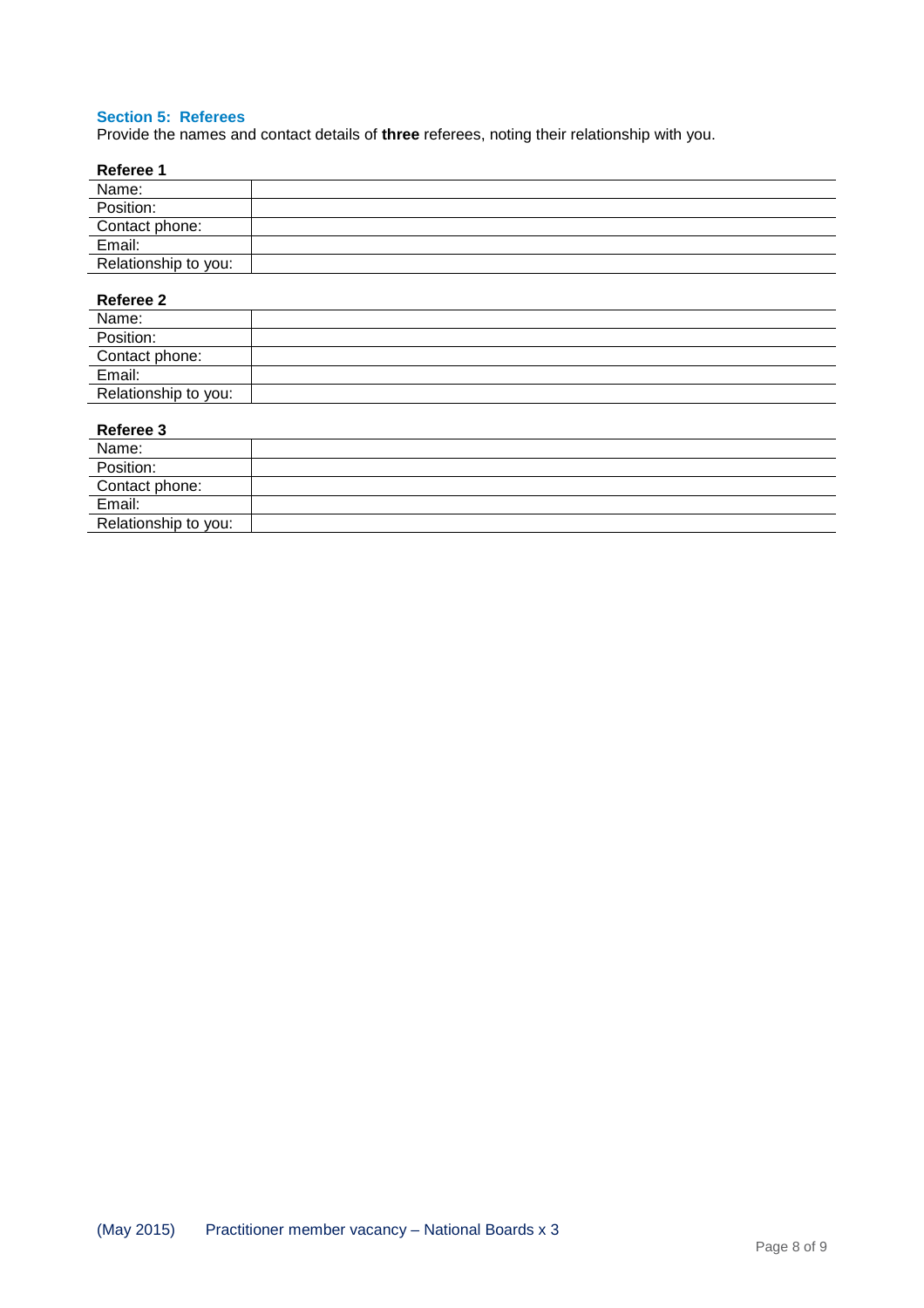## Section 5: Referees

Provide the names and contact details of **three** referees, noting their relationship with you.

**Referee 1**

| Name: | |
|---|---|
| Position: | |
| Contact phone: | |
| Email: | |
| Relationship to you: | |

**Referee 2**

| Name: | |
|---|---|
| Position: | |
| Contact phone: | |
| Email: | |
| Relationship to you: | |

**Referee 3**

| Name: | |
|---|---|
| Position: | |
| Contact phone: | |
| Email: | |
| Relationship to you: | |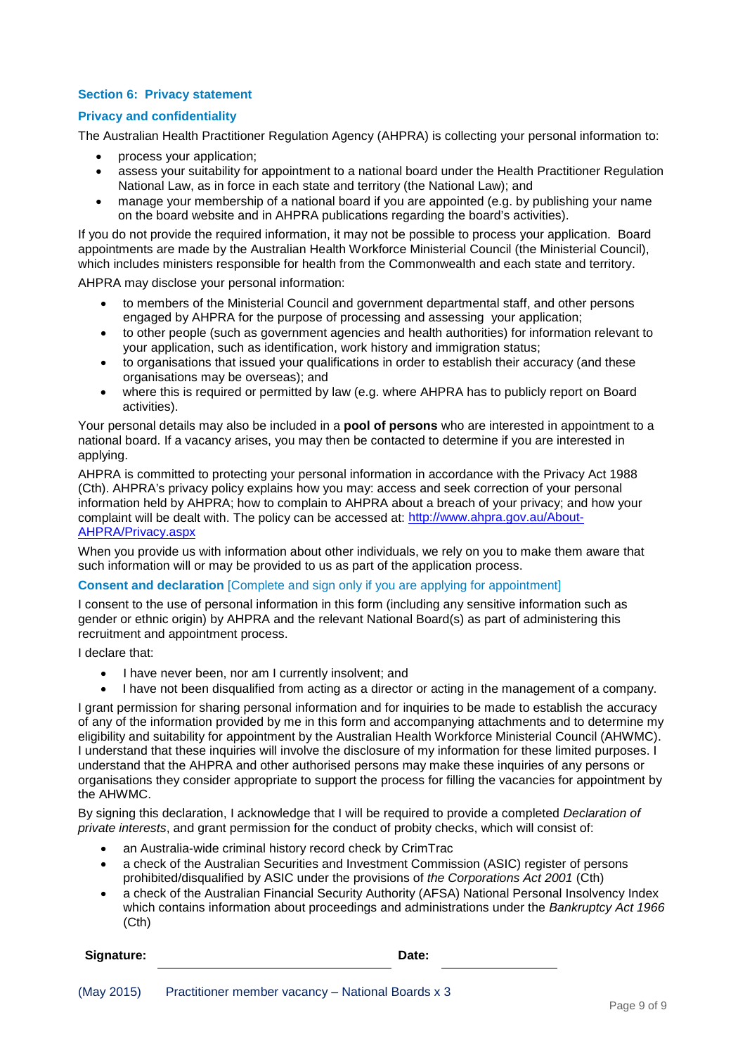### Section 6: Privacy statement

### Privacy and confidentiality

The Australian Health Practitioner Regulation Agency (AHPRA) is collecting your personal information to:

- process your application;
- assess your suitability for appointment to a national board under the Health Practitioner Regulation National Law, as in force in each state and territory (the National Law); and
- manage your membership of a national board if you are appointed (e.g. by publishing your name on the board website and in AHPRA publications regarding the board's activities).

If you do not provide the required information, it may not be possible to process your application. Board appointments are made by the Australian Health Workforce Ministerial Council (the Ministerial Council), which includes ministers responsible for health from the Commonwealth and each state and territory.

AHPRA may disclose your personal information:

- to members of the Ministerial Council and government departmental staff, and other persons engaged by AHPRA for the purpose of processing and assessing your application;
- to other people (such as government agencies and health authorities) for information relevant to your application, such as identification, work history and immigration status;
- to organisations that issued your qualifications in order to establish their accuracy (and these organisations may be overseas); and
- where this is required or permitted by law (e.g. where AHPRA has to publicly report on Board activities).

Your personal details may also be included in a **pool of persons** who are interested in appointment to a national board. If a vacancy arises, you may then be contacted to determine if you are interested in applying.

AHPRA is committed to protecting your personal information in accordance with the Privacy Act 1988 (Cth). AHPRA's privacy policy explains how you may: access and seek correction of your personal information held by AHPRA; how to complain to AHPRA about a breach of your privacy; and how your complaint will be dealt with. The policy can be accessed at: [http://www.ahpra.gov.au/About-AHPRA/Privacy.aspx](http://www.ahpra.gov.au/About-AHPRA/Privacy.aspx)

When you provide us with information about other individuals, we rely on you to make them aware that such information will or may be provided to us as part of the application process.

**Consent and declaration** [Complete and sign only if you are applying for appointment]

I consent to the use of personal information in this form (including any sensitive information such as gender or ethnic origin) by AHPRA and the relevant National Board(s) as part of administering this recruitment and appointment process.

I declare that:

- I have never been, nor am I currently insolvent; and
- I have not been disqualified from acting as a director or acting in the management of a company.

I grant permission for sharing personal information and for inquiries to be made to establish the accuracy of any of the information provided by me in this form and accompanying attachments and to determine my eligibility and suitability for appointment by the Australian Health Workforce Ministerial Council (AHWMC). I understand that these inquiries will involve the disclosure of my information for these limited purposes. I understand that the AHPRA and other authorised persons may make these inquiries of any persons or organisations they consider appropriate to support the process for filling the vacancies for appointment by the AHWMC.

By signing this declaration, I acknowledge that I will be required to provide a completed *Declaration of private interests*, and grant permission for the conduct of probity checks, which will consist of:

- an Australia-wide criminal history record check by CrimTrac
- a check of the Australian Securities and Investment Commission (ASIC) register of persons prohibited/disqualified by ASIC under the provisions of *the Corporations Act 2001* (Cth)
- a check of the Australian Financial Security Authority (AFSA) National Personal Insolvency Index which contains information about proceedings and administrations under the *Bankruptcy Act 1966* (Cth)

**Signature:** ______________________ **Date:** ____________